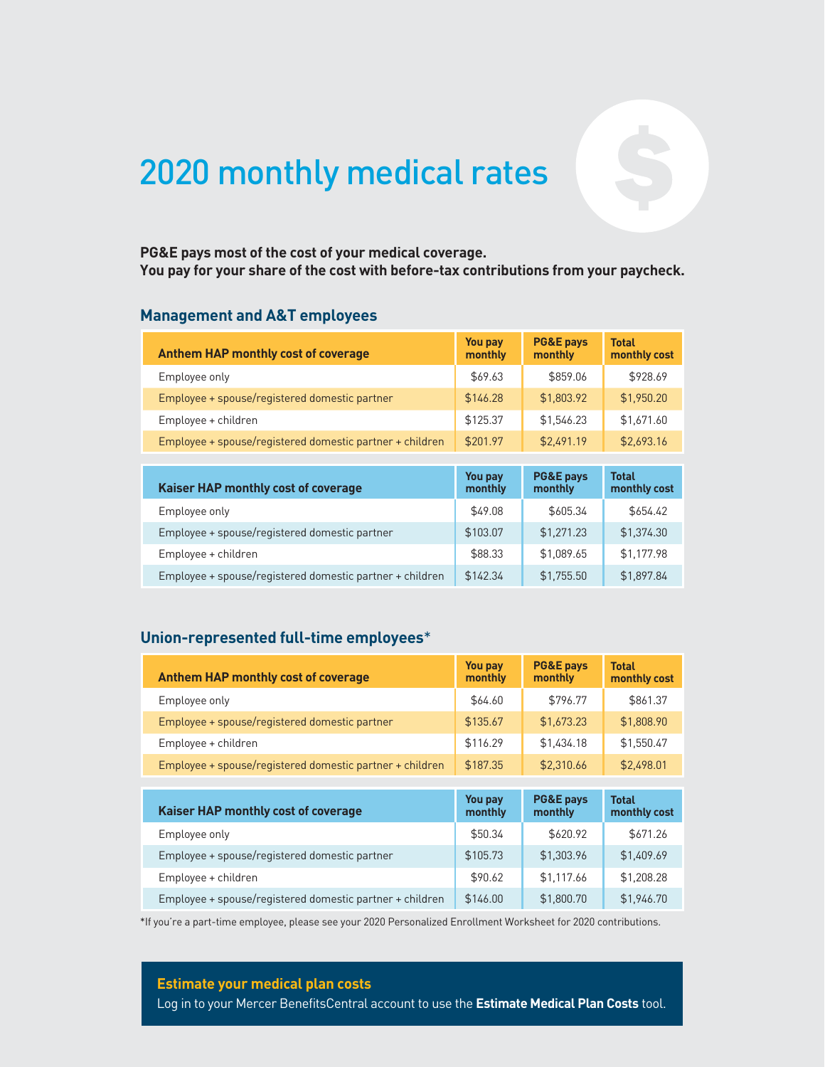# 2020 monthly medical rates

**PG&E pays most of the cost of your medical coverage.**
**You pay for your share of the cost with before-tax contributions from your paycheck.**

## Management and A&T employees

| Anthem HAP monthly cost of coverage | You pay monthly | PG&E pays monthly | Total monthly cost |
|---|---|---|---|
| Employee only | $69.63 | $859.06 | $928.69 |
| Employee + spouse/registered domestic partner | $146.28 | $1,803.92 | $1,950.20 |
| Employee + children | $125.37 | $1,546.23 | $1,671.60 |
| Employee + spouse/registered domestic partner + children | $201.97 | $2,491.19 | $2,693.16 |

| Kaiser HAP monthly cost of coverage | You pay monthly | PG&E pays monthly | Total monthly cost |
|---|---|---|---|
| Employee only | $49.08 | $605.34 | $654.42 |
| Employee + spouse/registered domestic partner | $103.07 | $1,271.23 | $1,374.30 |
| Employee + children | $88.33 | $1,089.65 | $1,177.98 |
| Employee + spouse/registered domestic partner + children | $142.34 | $1,755.50 | $1,897.84 |

## Union-represented full-time employees*

| Anthem HAP monthly cost of coverage | You pay monthly | PG&E pays monthly | Total monthly cost |
|---|---|---|---|
| Employee only | $64.60 | $796.77 | $861.37 |
| Employee + spouse/registered domestic partner | $135.67 | $1,673.23 | $1,808.90 |
| Employee + children | $116.29 | $1,434.18 | $1,550.47 |
| Employee + spouse/registered domestic partner + children | $187.35 | $2,310.66 | $2,498.01 |

| Kaiser HAP monthly cost of coverage | You pay monthly | PG&E pays monthly | Total monthly cost |
|---|---|---|---|
| Employee only | $50.34 | $620.92 | $671.26 |
| Employee + spouse/registered domestic partner | $105.73 | $1,303.96 | $1,409.69 |
| Employee + children | $90.62 | $1,117.66 | $1,208.28 |
| Employee + spouse/registered domestic partner + children | $146.00 | $1,800.70 | $1,946.70 |

*If you're a part-time employee, please see your 2020 Personalized Enrollment Worksheet for 2020 contributions.

**Estimate your medical plan costs**

Log in to your Mercer BenefitsCentral account to use the **Estimate Medical Plan Costs** tool.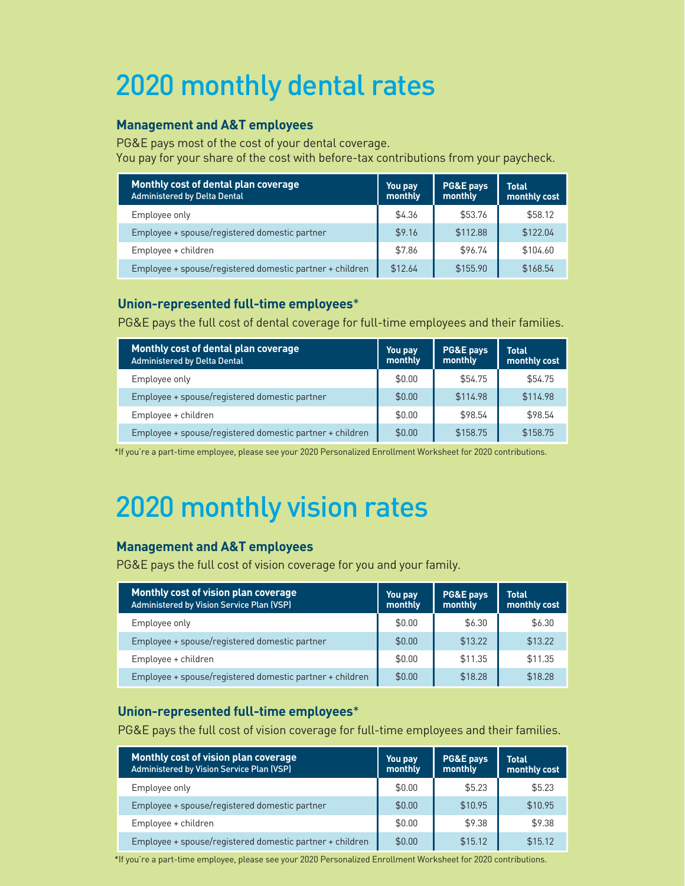# 2020 monthly dental rates

### Management and A&T employees

PG&E pays most of the cost of your dental coverage.
You pay for your share of the cost with before-tax contributions from your paycheck.

| Monthly cost of dental plan coverage<br>Administered by Delta Dental | You pay monthly | PG&E pays monthly | Total monthly cost |
|---|---|---|---|
| Employee only | $4.36 | $53.76 | $58.12 |
| Employee + spouse/registered domestic partner | $9.16 | $112.88 | $122.04 |
| Employee + children | $7.86 | $96.74 | $104.60 |
| Employee + spouse/registered domestic partner + children | $12.64 | $155.90 | $168.54 |

### Union-represented full-time employees*

PG&E pays the full cost of dental coverage for full-time employees and their families.

| Monthly cost of dental plan coverage<br>Administered by Delta Dental | You pay monthly | PG&E pays monthly | Total monthly cost |
|---|---|---|---|
| Employee only | $0.00 | $54.75 | $54.75 |
| Employee + spouse/registered domestic partner | $0.00 | $114.98 | $114.98 |
| Employee + children | $0.00 | $98.54 | $98.54 |
| Employee + spouse/registered domestic partner + children | $0.00 | $158.75 | $158.75 |

*If you're a part-time employee, please see your 2020 Personalized Enrollment Worksheet for 2020 contributions.

# 2020 monthly vision rates

### Management and A&T employees

PG&E pays the full cost of vision coverage for you and your family.

| Monthly cost of vision plan coverage<br>Administered by Vision Service Plan (VSP) | You pay monthly | PG&E pays monthly | Total monthly cost |
|---|---|---|---|
| Employee only | $0.00 | $6.30 | $6.30 |
| Employee + spouse/registered domestic partner | $0.00 | $13.22 | $13.22 |
| Employee + children | $0.00 | $11.35 | $11.35 |
| Employee + spouse/registered domestic partner + children | $0.00 | $18.28 | $18.28 |

### Union-represented full-time employees*

PG&E pays the full cost of vision coverage for full-time employees and their families.

| Monthly cost of vision plan coverage<br>Administered by Vision Service Plan (VSP) | You pay monthly | PG&E pays monthly | Total monthly cost |
|---|---|---|---|
| Employee only | $0.00 | $5.23 | $5.23 |
| Employee + spouse/registered domestic partner | $0.00 | $10.95 | $10.95 |
| Employee + children | $0.00 | $9.38 | $9.38 |
| Employee + spouse/registered domestic partner + children | $0.00 | $15.12 | $15.12 |

*If you're a part-time employee, please see your 2020 Personalized Enrollment Worksheet for 2020 contributions.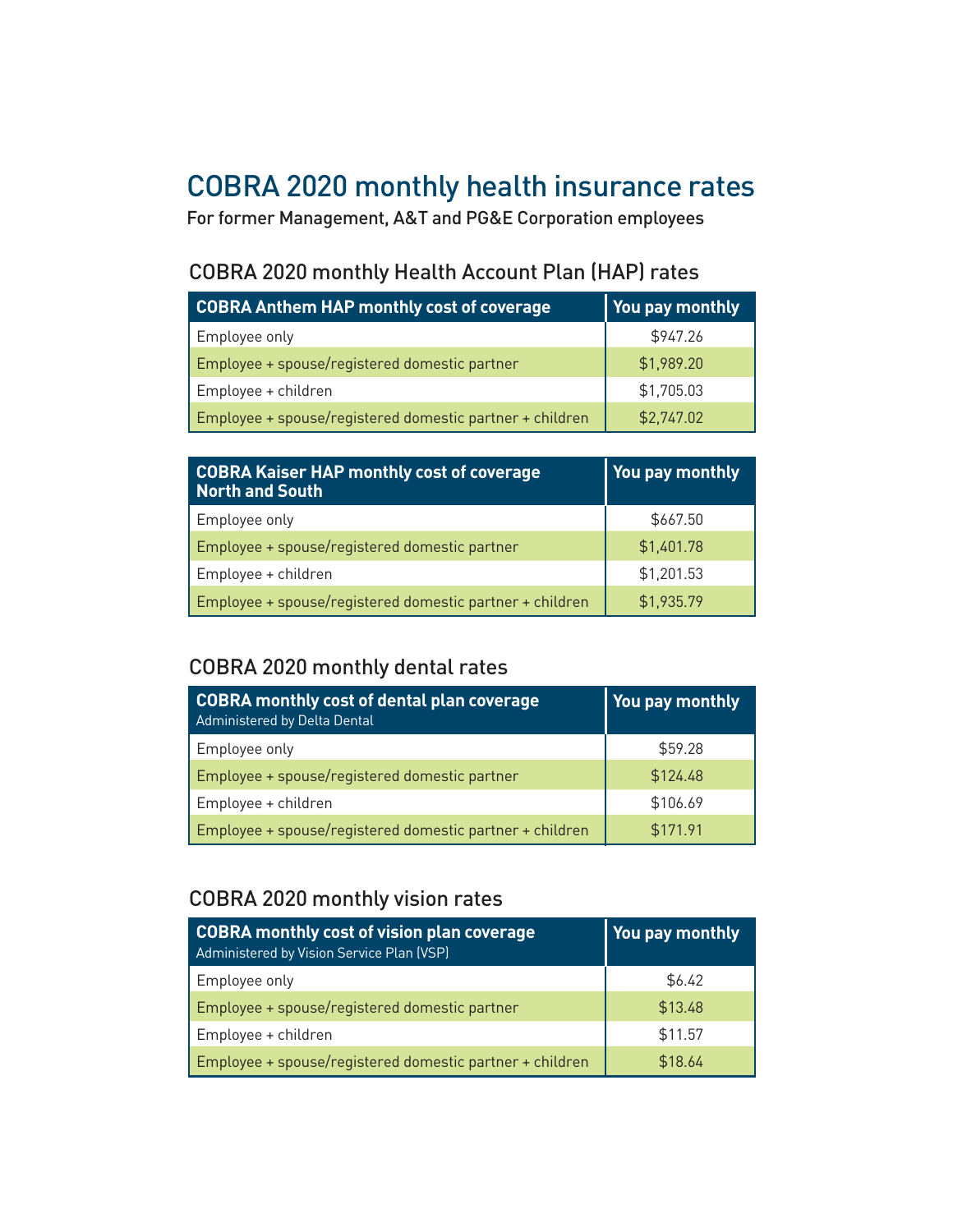# COBRA 2020 monthly health insurance rates

For former Management, A&T and PG&E Corporation employees

## COBRA 2020 monthly Health Account Plan (HAP) rates

| COBRA Anthem HAP monthly cost of coverage | You pay monthly |
|---|---|
| Employee only | $947.26 |
| Employee + spouse/registered domestic partner | $1,989.20 |
| Employee + children | $1,705.03 |
| Employee + spouse/registered domestic partner + children | $2,747.02 |

| COBRA Kaiser HAP monthly cost of coverage North and South | You pay monthly |
|---|---|
| Employee only | $667.50 |
| Employee + spouse/registered domestic partner | $1,401.78 |
| Employee + children | $1,201.53 |
| Employee + spouse/registered domestic partner + children | $1,935.79 |

## COBRA 2020 monthly dental rates

| **COBRA monthly cost of dental plan coverage** Administered by Delta Dental | You pay monthly |
|---|---|
| Employee only | $59.28 |
| Employee + spouse/registered domestic partner | $124.48 |
| Employee + children | $106.69 |
| Employee + spouse/registered domestic partner + children | $171.91 |

## COBRA 2020 monthly vision rates

| **COBRA monthly cost of vision plan coverage** Administered by Vision Service Plan (VSP) | You pay monthly |
|---|---|
| Employee only | $6.42 |
| Employee + spouse/registered domestic partner | $13.48 |
| Employee + children | $11.57 |
| Employee + spouse/registered domestic partner + children | $18.64 |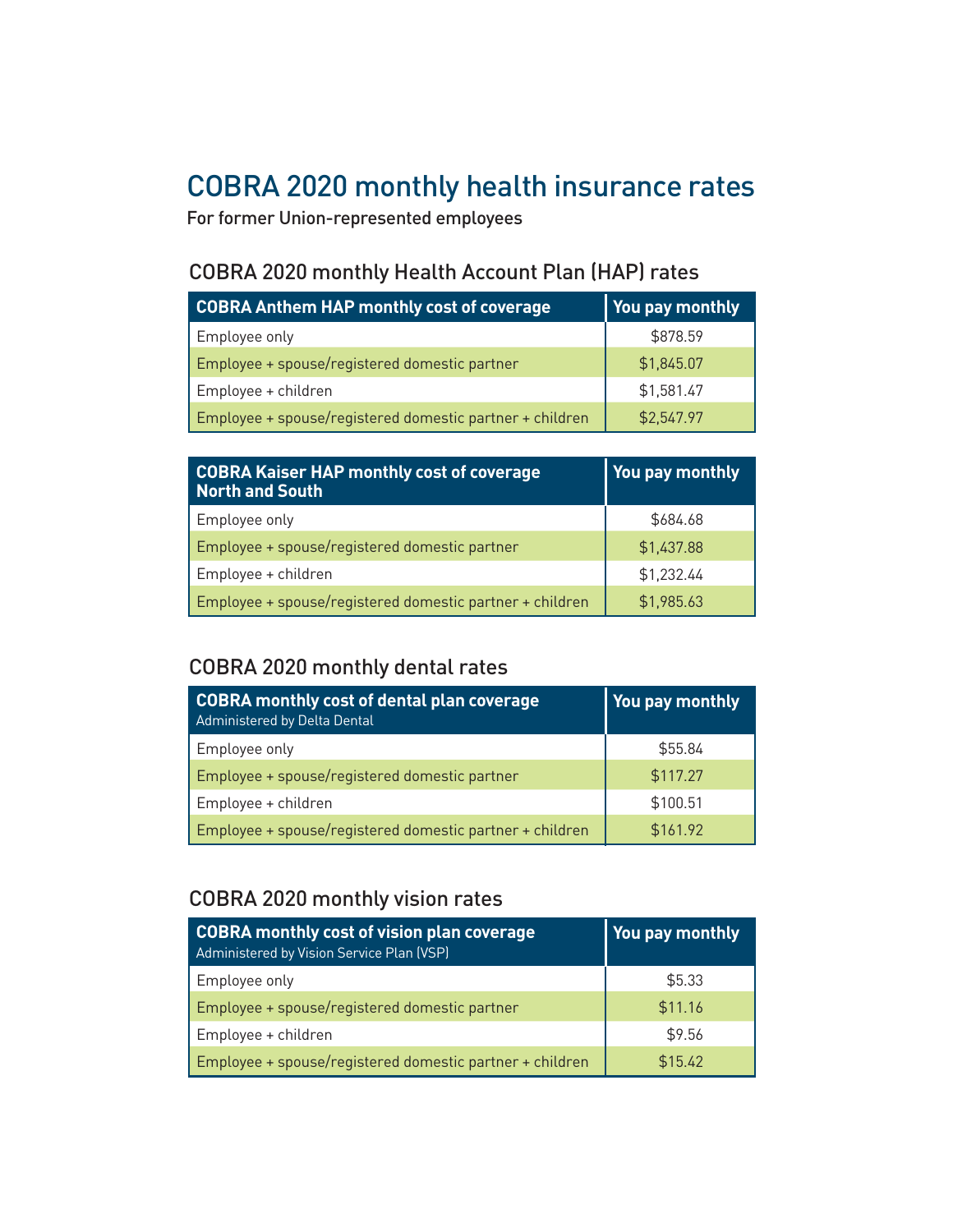# COBRA 2020 monthly health insurance rates

For former Union-represented employees

## COBRA 2020 monthly Health Account Plan (HAP) rates

| COBRA Anthem HAP monthly cost of coverage | You pay monthly |
|---|---|
| Employee only | $878.59 |
| Employee + spouse/registered domestic partner | $1,845.07 |
| Employee + children | $1,581.47 |
| Employee + spouse/registered domestic partner + children | $2,547.97 |

| COBRA Kaiser HAP monthly cost of coverage North and South | You pay monthly |
|---|---|
| Employee only | $684.68 |
| Employee + spouse/registered domestic partner | $1,437.88 |
| Employee + children | $1,232.44 |
| Employee + spouse/registered domestic partner + children | $1,985.63 |

## COBRA 2020 monthly dental rates

| COBRA monthly cost of dental plan coverage Administered by Delta Dental | You pay monthly |
|---|---|
| Employee only | $55.84 |
| Employee + spouse/registered domestic partner | $117.27 |
| Employee + children | $100.51 |
| Employee + spouse/registered domestic partner + children | $161.92 |

## COBRA 2020 monthly vision rates

| COBRA monthly cost of vision plan coverage Administered by Vision Service Plan (VSP) | You pay monthly |
|---|---|
| Employee only | $5.33 |
| Employee + spouse/registered domestic partner | $11.16 |
| Employee + children | $9.56 |
| Employee + spouse/registered domestic partner + children | $15.42 |